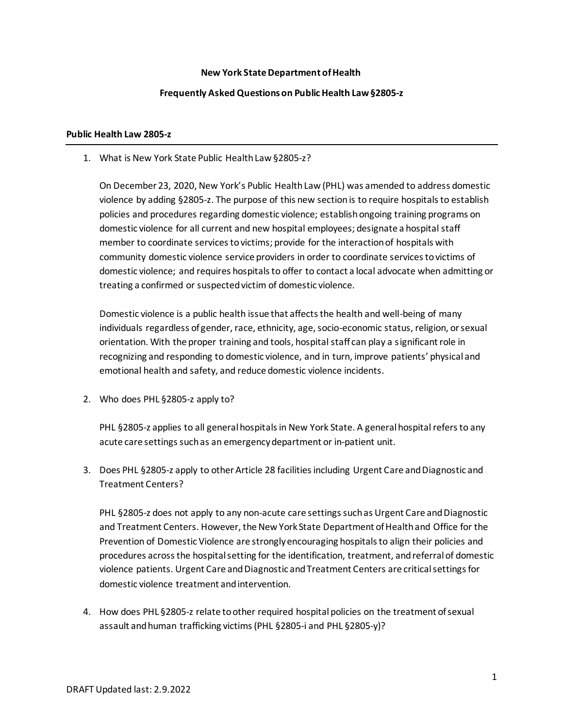**New York State Department of Health**

**Frequently Asked Questions on Public Health Law §2805-z**

## Public Health Law 2805-z

1. What is New York State Public Health Law §2805-z?

   On December 23, 2020, New York's Public Health Law (PHL) was amended to address domestic violence by adding §2805-z. The purpose of this new section is to require hospitals to establish policies and procedures regarding domestic violence; establish ongoing training programs on domestic violence for all current and new hospital employees; designate a hospital staff member to coordinate services to victims; provide for the interaction of hospitals with community domestic violence service providers in order to coordinate services to victims of domestic violence; and requires hospitals to offer to contact a local advocate when admitting or treating a confirmed or suspected victim of domestic violence.

   Domestic violence is a public health issue that affects the health and well-being of many individuals regardless of gender, race, ethnicity, age, socio-economic status, religion, or sexual orientation. With the proper training and tools, hospital staff can play a significant role in recognizing and responding to domestic violence, and in turn, improve patients' physical and emotional health and safety, and reduce domestic violence incidents.

2. Who does PHL §2805-z apply to?

   PHL §2805-z applies to all general hospitals in New York State. A general hospital refers to any acute care settings such as an emergency department or in-patient unit.

3. Does PHL §2805-z apply to other Article 28 facilities including Urgent Care and Diagnostic and Treatment Centers?

   PHL §2805-z does not apply to any non-acute care settings such as Urgent Care and Diagnostic and Treatment Centers. However, the New York State Department of Health and Office for the Prevention of Domestic Violence are strongly encouraging hospitals to align their policies and procedures across the hospital setting for the identification, treatment, and referral of domestic violence patients. Urgent Care and Diagnostic and Treatment Centers are critical settings for domestic violence treatment and intervention.

4. How does PHL §2805-z relate to other required hospital policies on the treatment of sexual assault and human trafficking victims (PHL §2805-i and PHL §2805-y)?

DRAFT Updated last: 2.9.2022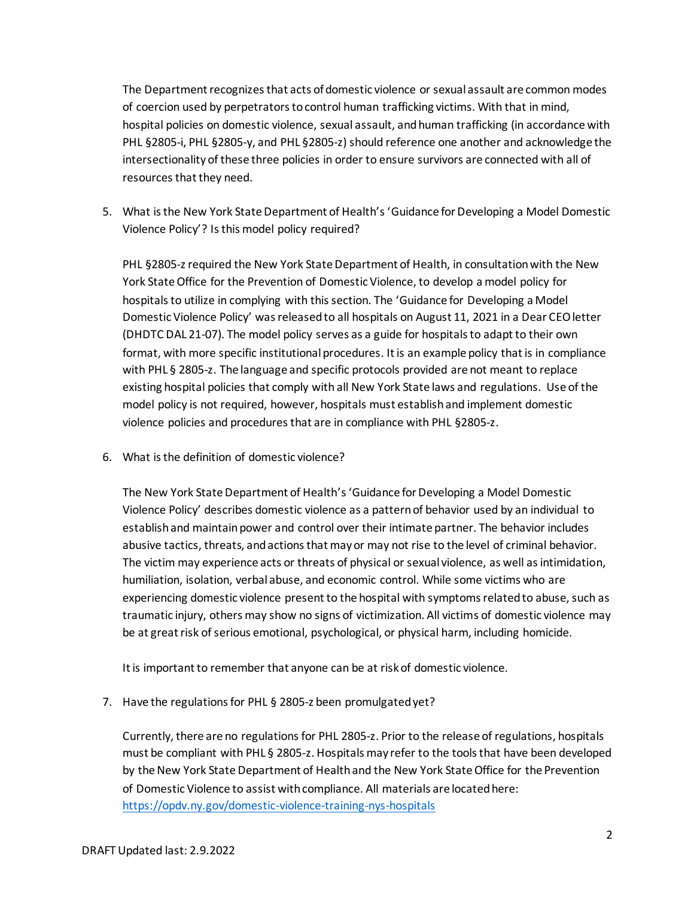The Department recognizes that acts of domestic violence or sexual assault are common modes of coercion used by perpetrators to control human trafficking victims. With that in mind, hospital policies on domestic violence, sexual assault, and human trafficking (in accordance with PHL §2805-i, PHL §2805-y, and PHL §2805-z) should reference one another and acknowledge the intersectionality of these three policies in order to ensure survivors are connected with all of resources that they need.

5. What is the New York State Department of Health's 'Guidance for Developing a Model Domestic Violence Policy'? Is this model policy required?

   PHL §2805-z required the New York State Department of Health, in consultation with the New York State Office for the Prevention of Domestic Violence, to develop a model policy for hospitals to utilize in complying with this section. The 'Guidance for Developing a Model Domestic Violence Policy' was released to all hospitals on August 11, 2021 in a Dear CEO letter (DHDTC DAL 21-07). The model policy serves as a guide for hospitals to adapt to their own format, with more specific institutional procedures. It is an example policy that is in compliance with PHL § 2805-z. The language and specific protocols provided are not meant to replace existing hospital policies that comply with all New York State laws and regulations. Use of the model policy is not required, however, hospitals must establish and implement domestic violence policies and procedures that are in compliance with PHL §2805-z.

6. What is the definition of domestic violence?

   The New York State Department of Health's 'Guidance for Developing a Model Domestic Violence Policy' describes domestic violence as a pattern of behavior used by an individual to establish and maintain power and control over their intimate partner. The behavior includes abusive tactics, threats, and actions that may or may not rise to the level of criminal behavior. The victim may experience acts or threats of physical or sexual violence, as well as intimidation, humiliation, isolation, verbal abuse, and economic control. While some victims who are experiencing domestic violence present to the hospital with symptoms related to abuse, such as traumatic injury, others may show no signs of victimization. All victims of domestic violence may be at great risk of serious emotional, psychological, or physical harm, including homicide.

   It is important to remember that anyone can be at risk of domestic violence.

7. Have the regulations for PHL § 2805-z been promulgated yet?

   Currently, there are no regulations for PHL 2805-z. Prior to the release of regulations, hospitals must be compliant with PHL § 2805-z. Hospitals may refer to the tools that have been developed by the New York State Department of Health and the New York State Office for the Prevention of Domestic Violence to assist with compliance. All materials are located here: https://opdv.ny.gov/domestic-violence-training-nys-hospitals

DRAFT Updated last: 2.9.2022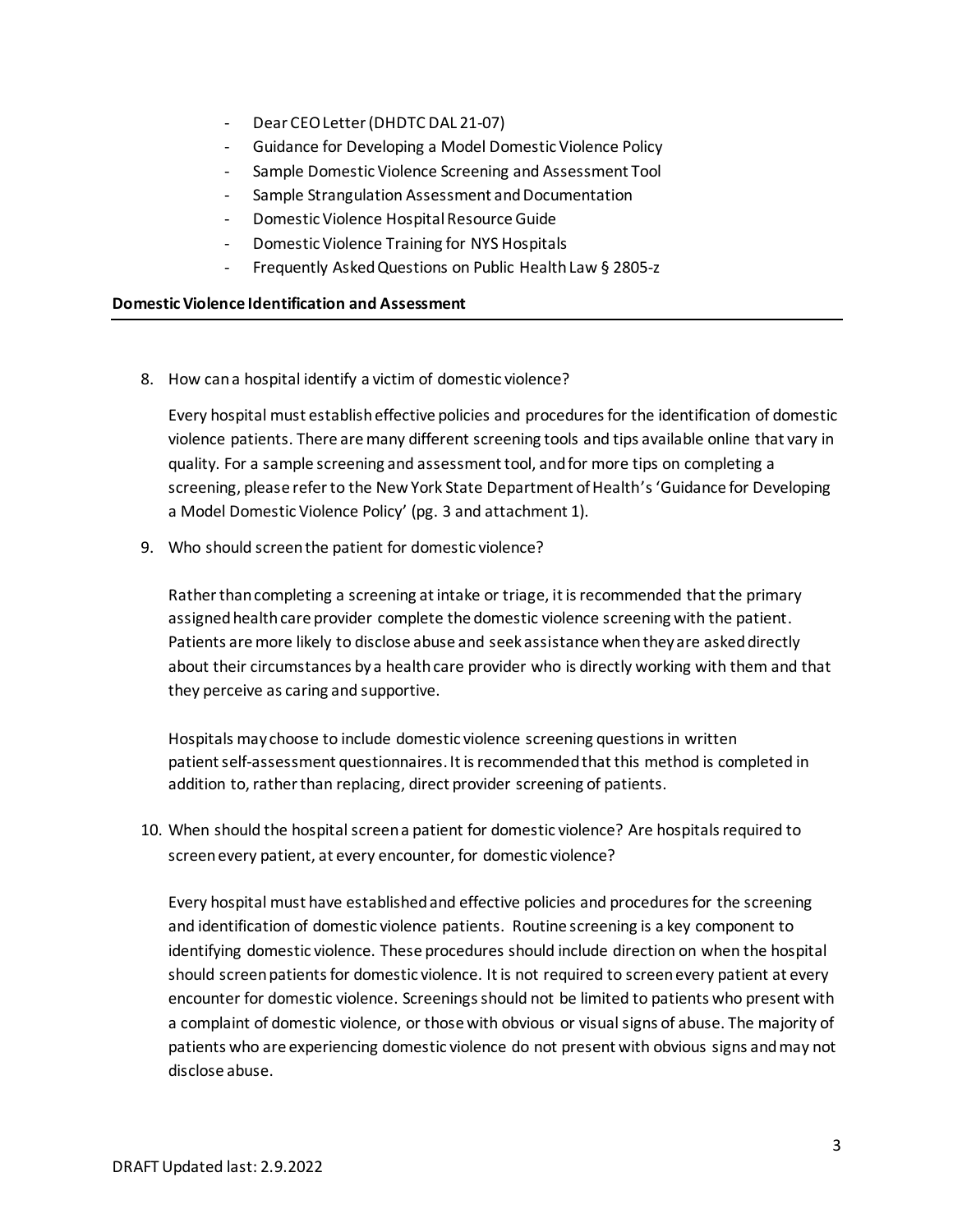- Dear CEO Letter (DHDTC DAL 21-07)
- Guidance for Developing a Model Domestic Violence Policy
- Sample Domestic Violence Screening and Assessment Tool
- Sample Strangulation Assessment and Documentation
- Domestic Violence Hospital Resource Guide
- Domestic Violence Training for NYS Hospitals
- Frequently Asked Questions on Public Health Law § 2805-z

## Domestic Violence Identification and Assessment

8. How can a hospital identify a victim of domestic violence?

   Every hospital must establish effective policies and procedures for the identification of domestic violence patients. There are many different screening tools and tips available online that vary in quality. For a sample screening and assessment tool, and for more tips on completing a screening, please refer to the New York State Department of Health's 'Guidance for Developing a Model Domestic Violence Policy' (pg. 3 and attachment 1).

9. Who should screen the patient for domestic violence?

   Rather than completing a screening at intake or triage, it is recommended that the primary assigned health care provider complete the domestic violence screening with the patient. Patients are more likely to disclose abuse and seek assistance when they are asked directly about their circumstances by a health care provider who is directly working with them and that they perceive as caring and supportive.

   Hospitals may choose to include domestic violence screening questions in written patient self-assessment questionnaires. It is recommended that this method is completed in addition to, rather than replacing, direct provider screening of patients.

10. When should the hospital screen a patient for domestic violence? Are hospitals required to screen every patient, at every encounter, for domestic violence?

    Every hospital must have established and effective policies and procedures for the screening and identification of domestic violence patients. Routine screening is a key component to identifying domestic violence. These procedures should include direction on when the hospital should screen patients for domestic violence. It is not required to screen every patient at every encounter for domestic violence. Screenings should not be limited to patients who present with a complaint of domestic violence, or those with obvious or visual signs of abuse. The majority of patients who are experiencing domestic violence do not present with obvious signs and may not disclose abuse.

DRAFT Updated last: 2.9.2022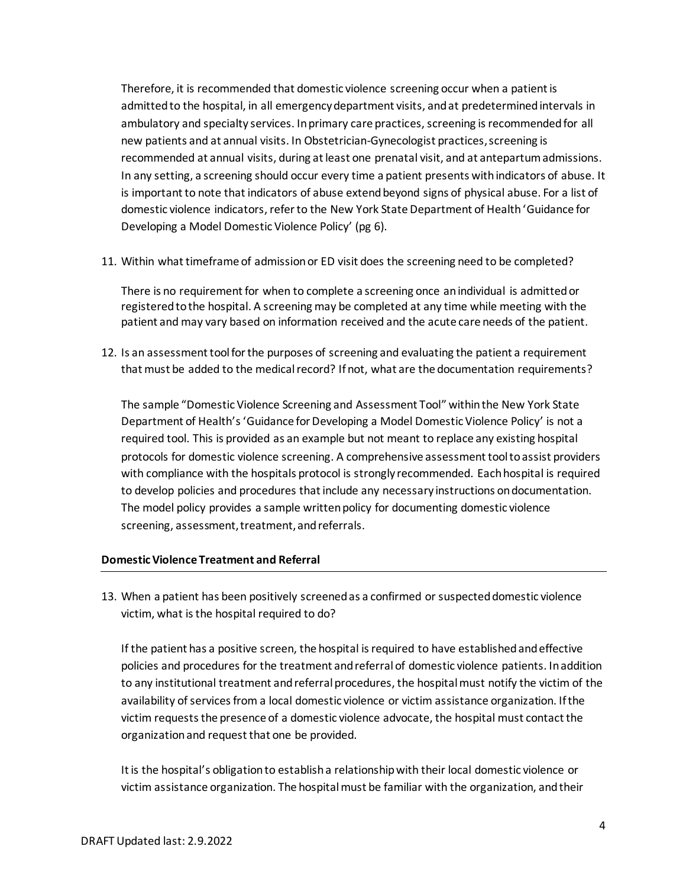Therefore, it is recommended that domestic violence screening occur when a patient is admitted to the hospital, in all emergency department visits, and at predetermined intervals in ambulatory and specialty services. In primary care practices, screening is recommended for all new patients and at annual visits. In Obstetrician-Gynecologist practices, screening is recommended at annual visits, during at least one prenatal visit, and at antepartum admissions. In any setting, a screening should occur every time a patient presents with indicators of abuse. It is important to note that indicators of abuse extend beyond signs of physical abuse. For a list of domestic violence indicators, refer to the New York State Department of Health 'Guidance for Developing a Model Domestic Violence Policy' (pg 6).

11. Within what timeframe of admission or ED visit does the screening need to be completed?

    There is no requirement for when to complete a screening once an individual is admitted or registered to the hospital. A screening may be completed at any time while meeting with the patient and may vary based on information received and the acute care needs of the patient.

12. Is an assessment tool for the purposes of screening and evaluating the patient a requirement that must be added to the medical record? If not, what are the documentation requirements?

    The sample "Domestic Violence Screening and Assessment Tool" within the New York State Department of Health's 'Guidance for Developing a Model Domestic Violence Policy' is not a required tool. This is provided as an example but not meant to replace any existing hospital protocols for domestic violence screening. A comprehensive assessment tool to assist providers with compliance with the hospitals protocol is strongly recommended. Each hospital is required to develop policies and procedures that include any necessary instructions on documentation. The model policy provides a sample written policy for documenting domestic violence screening, assessment, treatment, and referrals.

**Domestic Violence Treatment and Referral**

13. When a patient has been positively screened as a confirmed or suspected domestic violence victim, what is the hospital required to do?

    If the patient has a positive screen, the hospital is required to have established and effective policies and procedures for the treatment and referral of domestic violence patients. In addition to any institutional treatment and referral procedures, the hospital must notify the victim of the availability of services from a local domestic violence or victim assistance organization. If the victim requests the presence of a domestic violence advocate, the hospital must contact the organization and request that one be provided.

    It is the hospital's obligation to establish a relationship with their local domestic violence or victim assistance organization. The hospital must be familiar with the organization, and their

DRAFT Updated last: 2.9.2022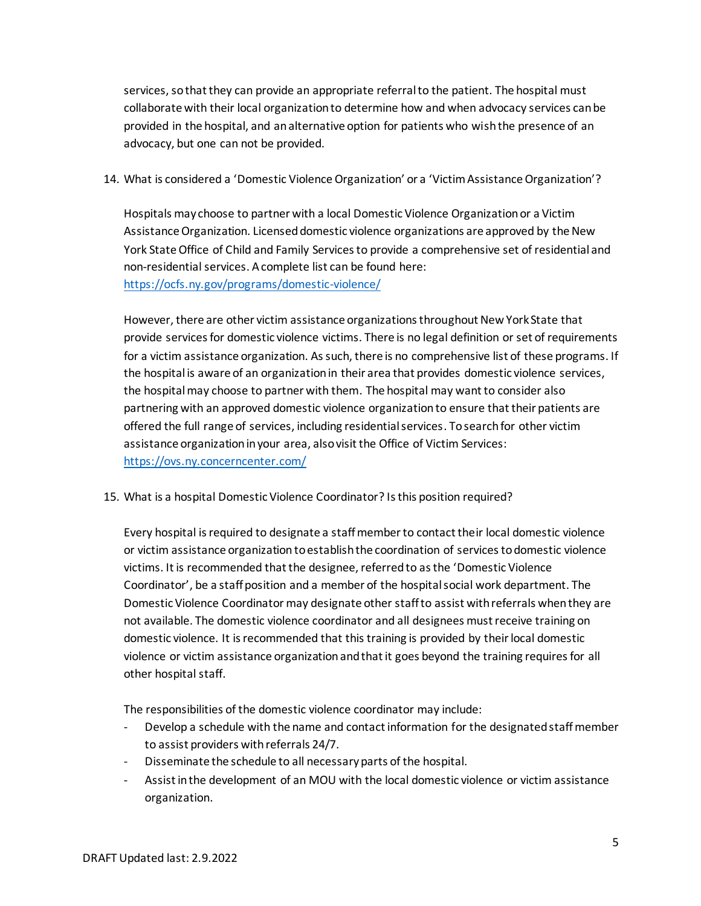services, so that they can provide an appropriate referral to the patient. The hospital must collaborate with their local organization to determine how and when advocacy services can be provided in the hospital, and an alternative option for patients who wish the presence of an advocacy, but one can not be provided.

14. What is considered a 'Domestic Violence Organization' or a 'Victim Assistance Organization'?

    Hospitals may choose to partner with a local Domestic Violence Organization or a Victim Assistance Organization. Licensed domestic violence organizations are approved by the New York State Office of Child and Family Services to provide a comprehensive set of residential and non-residential services. A complete list can be found here: [https://ocfs.ny.gov/programs/domestic-violence/](https://ocfs.ny.gov/programs/domestic-violence/)

    However, there are other victim assistance organizations throughout New York State that provide services for domestic violence victims. There is no legal definition or set of requirements for a victim assistance organization. As such, there is no comprehensive list of these programs. If the hospital is aware of an organization in their area that provides domestic violence services, the hospital may choose to partner with them. The hospital may want to consider also partnering with an approved domestic violence organization to ensure that their patients are offered the full range of services, including residential services. To search for other victim assistance organization in your area, also visit the Office of Victim Services: [https://ovs.ny.concerncenter.com/](https://ovs.ny.concerncenter.com/)

15. What is a hospital Domestic Violence Coordinator? Is this position required?

    Every hospital is required to designate a staff member to contact their local domestic violence or victim assistance organization to establish the coordination of services to domestic violence victims. It is recommended that the designee, referred to as the 'Domestic Violence Coordinator', be a staff position and a member of the hospital social work department. The Domestic Violence Coordinator may designate other staff to assist with referrals when they are not available. The domestic violence coordinator and all designees must receive training on domestic violence. It is recommended that this training is provided by their local domestic violence or victim assistance organization and that it goes beyond the training requires for all other hospital staff.

    The responsibilities of the domestic violence coordinator may include:
    - Develop a schedule with the name and contact information for the designated staff member to assist providers with referrals 24/7.
    - Disseminate the schedule to all necessary parts of the hospital.
    - Assist in the development of an MOU with the local domestic violence or victim assistance organization.

DRAFT Updated last: 2.9.2022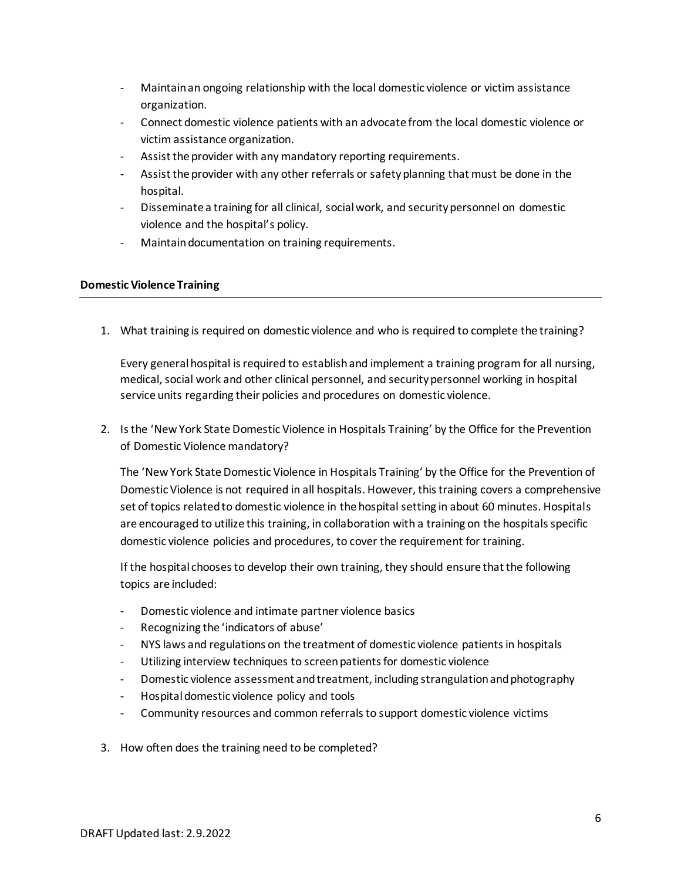- Maintain an ongoing relationship with the local domestic violence or victim assistance organization.
- Connect domestic violence patients with an advocate from the local domestic violence or victim assistance organization.
- Assist the provider with any mandatory reporting requirements.
- Assist the provider with any other referrals or safety planning that must be done in the hospital.
- Disseminate a training for all clinical, social work, and security personnel on domestic violence and the hospital's policy.
- Maintain documentation on training requirements.

**Domestic Violence Training**

1. What training is required on domestic violence and who is required to complete the training?

   Every general hospital is required to establish and implement a training program for all nursing, medical, social work and other clinical personnel, and security personnel working in hospital service units regarding their policies and procedures on domestic violence.

2. Is the 'New York State Domestic Violence in Hospitals Training' by the Office for the Prevention of Domestic Violence mandatory?

   The 'New York State Domestic Violence in Hospitals Training' by the Office for the Prevention of Domestic Violence is not required in all hospitals. However, this training covers a comprehensive set of topics related to domestic violence in the hospital setting in about 60 minutes. Hospitals are encouraged to utilize this training, in collaboration with a training on the hospitals specific domestic violence policies and procedures, to cover the requirement for training.

   If the hospital chooses to develop their own training, they should ensure that the following topics are included:

   - Domestic violence and intimate partner violence basics
   - Recognizing the 'indicators of abuse'
   - NYS laws and regulations on the treatment of domestic violence patients in hospitals
   - Utilizing interview techniques to screen patients for domestic violence
   - Domestic violence assessment and treatment, including strangulation and photography
   - Hospital domestic violence policy and tools
   - Community resources and common referrals to support domestic violence victims

3. How often does the training need to be completed?

DRAFT Updated last: 2.9.2022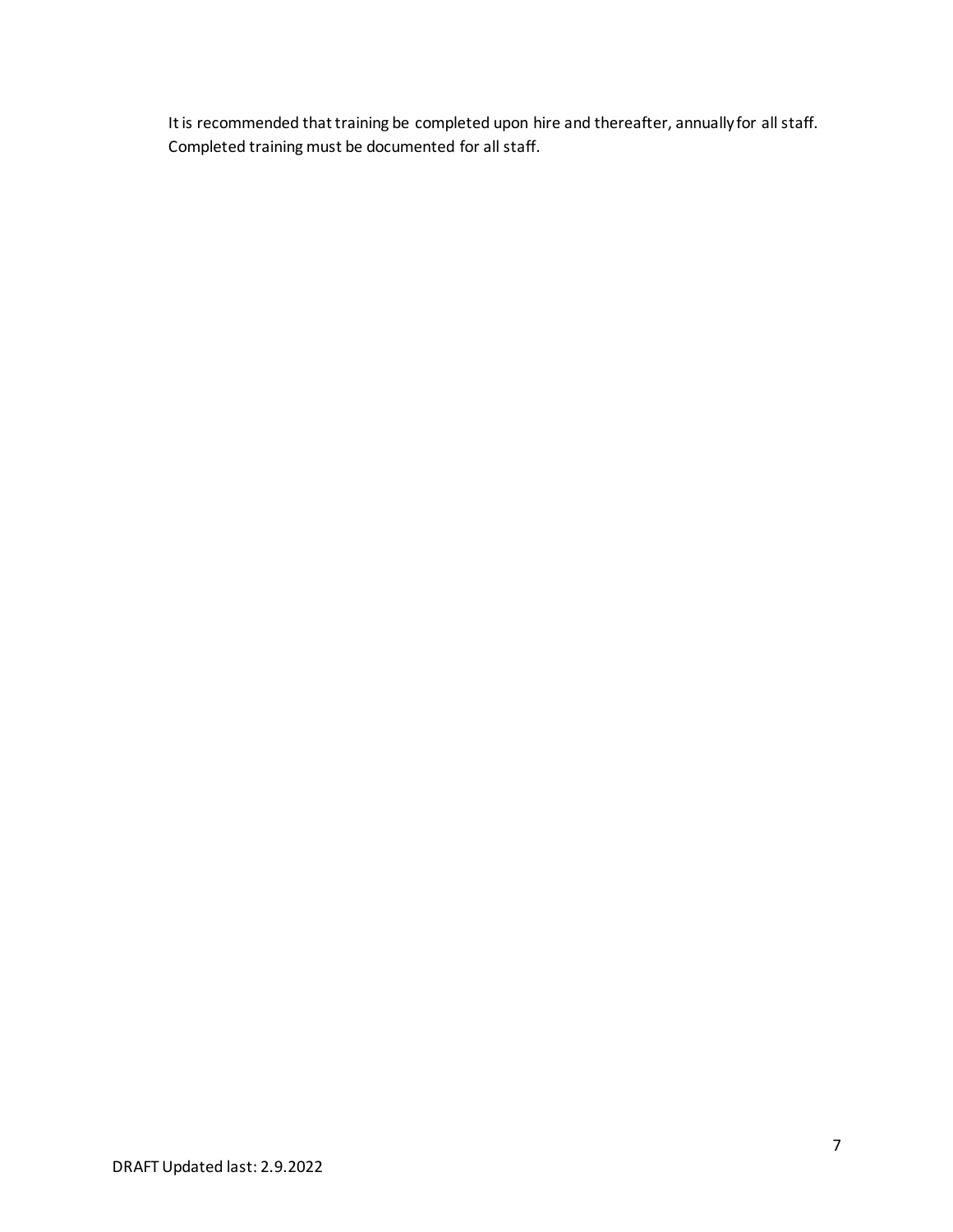It is recommended that training be completed upon hire and thereafter, annually for all staff. Completed training must be documented for all staff.